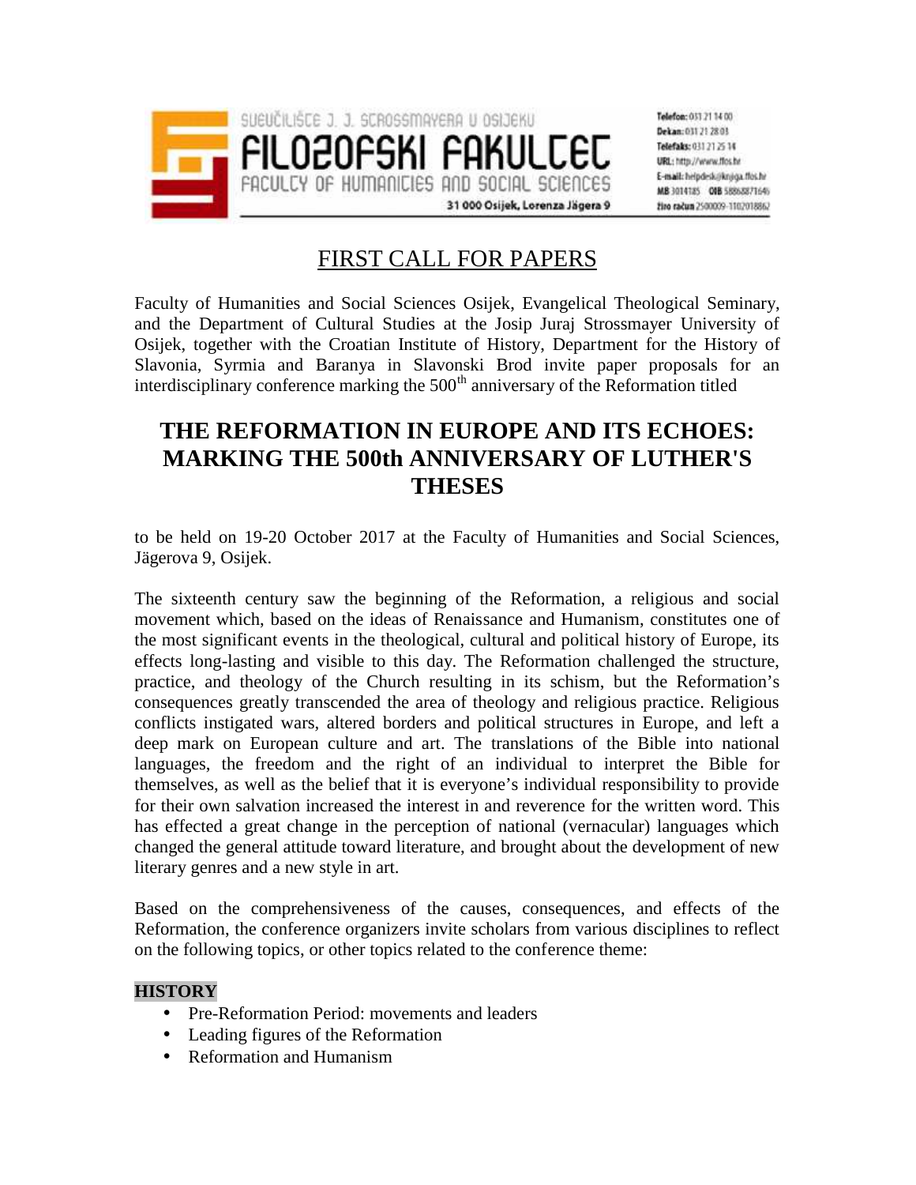SVEUČILIŠTE J. J. STROSSMAYERA U OSIJEKU
FILOZOFSKI FAKULTET
FACULTY OF HUMANITIES AND SOCIAL SCIENCES
31 000 Osijek, Lorenza Jägera 9

Telefon: 031 21 14 00
Dekan: 031 21 28 03
Telefaks: 031 21 25 14
URL: http://www.ffos.hr
E-mail: helpdesk@knjiga.ffos.hr
MB 3014185 OIB 58868871645
žiro račun 2500009-1102018862

# FIRST CALL FOR PAPERS

Faculty of Humanities and Social Sciences Osijek, Evangelical Theological Seminary, and the Department of Cultural Studies at the Josip Juraj Strossmayer University of Osijek, together with the Croatian Institute of History, Department for the History of Slavonia, Syrmia and Baranya in Slavonski Brod invite paper proposals for an interdisciplinary conference marking the 500th anniversary of the Reformation titled

## THE REFORMATION IN EUROPE AND ITS ECHOES: MARKING THE 500th ANNIVERSARY OF LUTHER'S THESES

to be held on 19-20 October 2017 at the Faculty of Humanities and Social Sciences, Jägerova 9, Osijek.

The sixteenth century saw the beginning of the Reformation, a religious and social movement which, based on the ideas of Renaissance and Humanism, constitutes one of the most significant events in the theological, cultural and political history of Europe, its effects long-lasting and visible to this day. The Reformation challenged the structure, practice, and theology of the Church resulting in its schism, but the Reformation's consequences greatly transcended the area of theology and religious practice. Religious conflicts instigated wars, altered borders and political structures in Europe, and left a deep mark on European culture and art. The translations of the Bible into national languages, the freedom and the right of an individual to interpret the Bible for themselves, as well as the belief that it is everyone's individual responsibility to provide for their own salvation increased the interest in and reverence for the written word. This has effected a great change in the perception of national (vernacular) languages which changed the general attitude toward literature, and brought about the development of new literary genres and a new style in art.

Based on the comprehensiveness of the causes, consequences, and effects of the Reformation, the conference organizers invite scholars from various disciplines to reflect on the following topics, or other topics related to the conference theme:

**HISTORY**

- Pre-Reformation Period: movements and leaders
- Leading figures of the Reformation
- Reformation and Humanism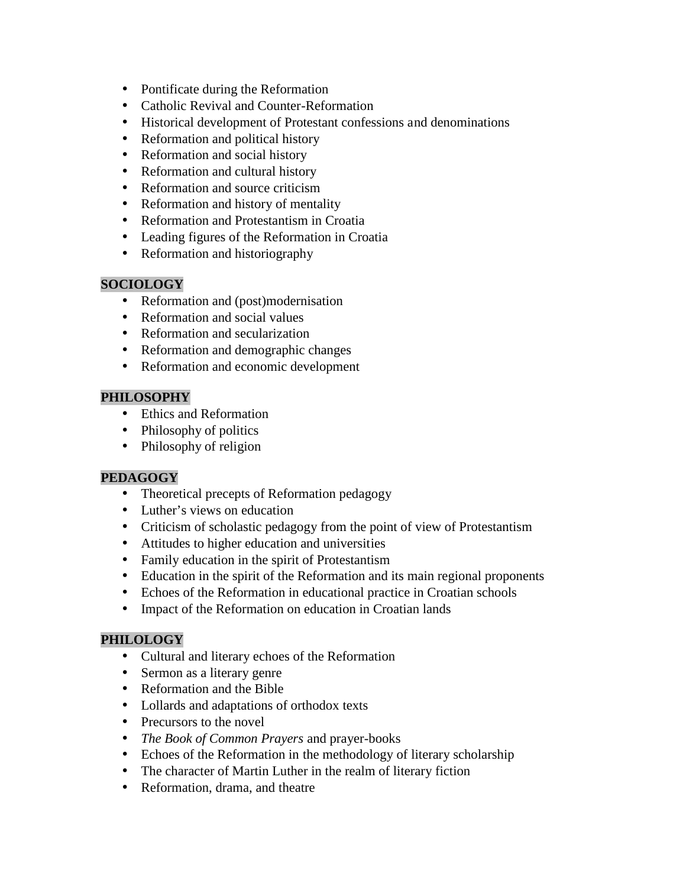- Pontificate during the Reformation
- Catholic Revival and Counter-Reformation
- Historical development of Protestant confessions and denominations
- Reformation and political history
- Reformation and social history
- Reformation and cultural history
- Reformation and source criticism
- Reformation and history of mentality
- Reformation and Protestantism in Croatia
- Leading figures of the Reformation in Croatia
- Reformation and historiography

**SOCIOLOGY**

- Reformation and (post)modernisation
- Reformation and social values
- Reformation and secularization
- Reformation and demographic changes
- Reformation and economic development

**PHILOSOPHY**

- Ethics and Reformation
- Philosophy of politics
- Philosophy of religion

**PEDAGOGY**

- Theoretical precepts of Reformation pedagogy
- Luther's views on education
- Criticism of scholastic pedagogy from the point of view of Protestantism
- Attitudes to higher education and universities
- Family education in the spirit of Protestantism
- Education in the spirit of the Reformation and its main regional proponents
- Echoes of the Reformation in educational practice in Croatian schools
- Impact of the Reformation on education in Croatian lands

**PHILOLOGY**

- Cultural and literary echoes of the Reformation
- Sermon as a literary genre
- Reformation and the Bible
- Lollards and adaptations of orthodox texts
- Precursors to the novel
- *The Book of Common Prayers* and prayer-books
- Echoes of the Reformation in the methodology of literary scholarship
- The character of Martin Luther in the realm of literary fiction
- Reformation, drama, and theatre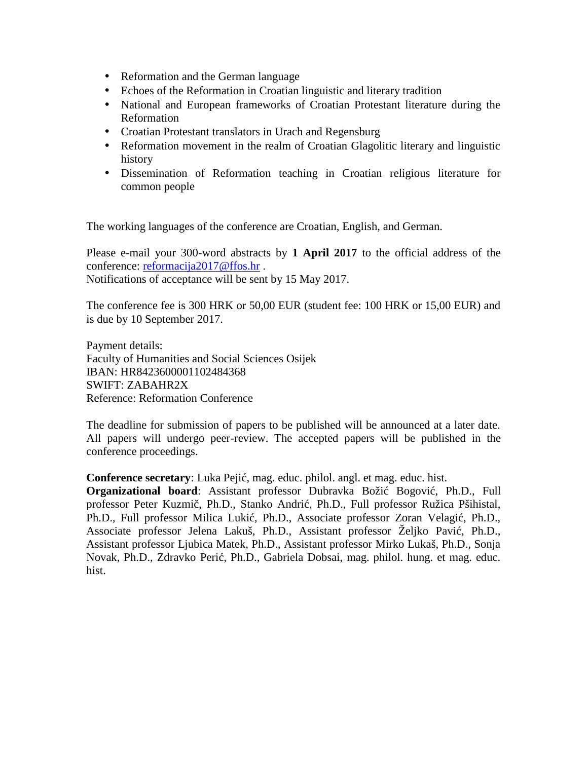- Reformation and the German language
- Echoes of the Reformation in Croatian linguistic and literary tradition
- National and European frameworks of Croatian Protestant literature during the Reformation
- Croatian Protestant translators in Urach and Regensburg
- Reformation movement in the realm of Croatian Glagolitic literary and linguistic history
- Dissemination of Reformation teaching in Croatian religious literature for common people

The working languages of the conference are Croatian, English, and German.

Please e-mail your 300-word abstracts by **1 April 2017** to the official address of the conference: reformacija2017@ffos.hr .
Notifications of acceptance will be sent by 15 May 2017.

The conference fee is 300 HRK or 50,00 EUR (student fee: 100 HRK or 15,00 EUR) and is due by 10 September 2017.

Payment details:
Faculty of Humanities and Social Sciences Osijek
IBAN: HR8423600001102484368
SWIFT: ZABAHR2X
Reference: Reformation Conference

The deadline for submission of papers to be published will be announced at a later date. All papers will undergo peer-review. The accepted papers will be published in the conference proceedings.

**Conference secretary**: Luka Pejić, mag. educ. philol. angl. et mag. educ. hist.
**Organizational board**: Assistant professor Dubravka Božić Bogović, Ph.D., Full professor Peter Kuzmič, Ph.D., Stanko Andrić, Ph.D., Full professor Ružica Pšihistal, Ph.D., Full professor Milica Lukić, Ph.D., Associate professor Zoran Velagić, Ph.D., Associate professor Jelena Lakuš, Ph.D., Assistant professor Željko Pavić, Ph.D., Assistant professor Ljubica Matek, Ph.D., Assistant professor Mirko Lukaš, Ph.D., Sonja Novak, Ph.D., Zdravko Perić, Ph.D., Gabriela Dobsai, mag. philol. hung. et mag. educ. hist.